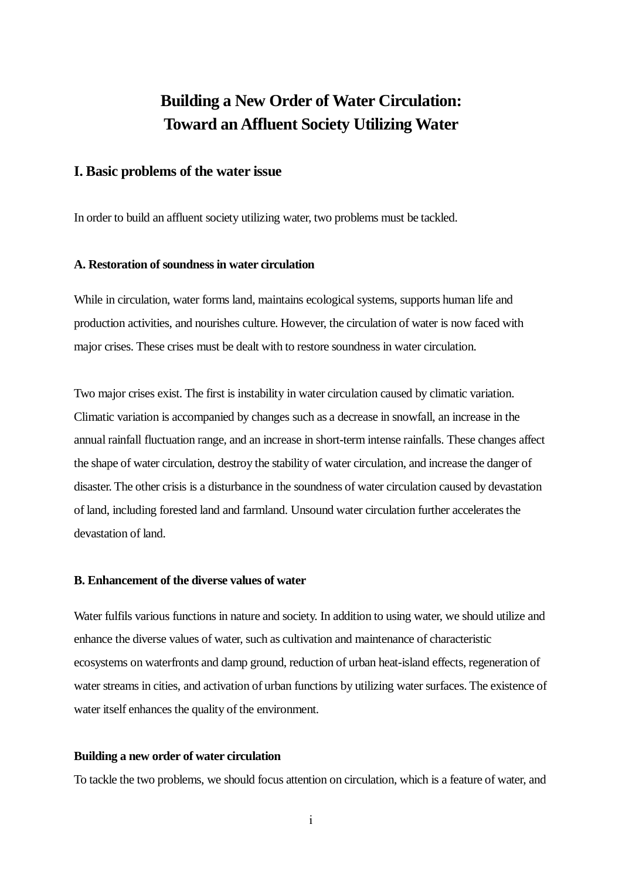# Building a New Order of Water Circulation: Toward an Affluent Society Utilizing Water

## I. Basic problems of the water issue

In order to build an affluent society utilizing water, two problems must be tackled.

### A. Restoration of soundness in water circulation

While in circulation, water forms land, maintains ecological systems, supports human life and production activities, and nourishes culture. However, the circulation of water is now faced with major crises. These crises must be dealt with to restore soundness in water circulation.

Two major crises exist. The first is instability in water circulation caused by climatic variation. Climatic variation is accompanied by changes such as a decrease in snowfall, an increase in the annual rainfall fluctuation range, and an increase in short-term intense rainfalls. These changes affect the shape of water circulation, destroy the stability of water circulation, and increase the danger of disaster. The other crisis is a disturbance in the soundness of water circulation caused by devastation of land, including forested land and farmland. Unsound water circulation further accelerates the devastation of land.

### B. Enhancement of the diverse values of water

Water fulfils various functions in nature and society. In addition to using water, we should utilize and enhance the diverse values of water, such as cultivation and maintenance of characteristic ecosystems on waterfronts and damp ground, reduction of urban heat-island effects, regeneration of water streams in cities, and activation of urban functions by utilizing water surfaces. The existence of water itself enhances the quality of the environment.

### Building a new order of water circulation

To tackle the two problems, we should focus attention on circulation, which is a feature of water, and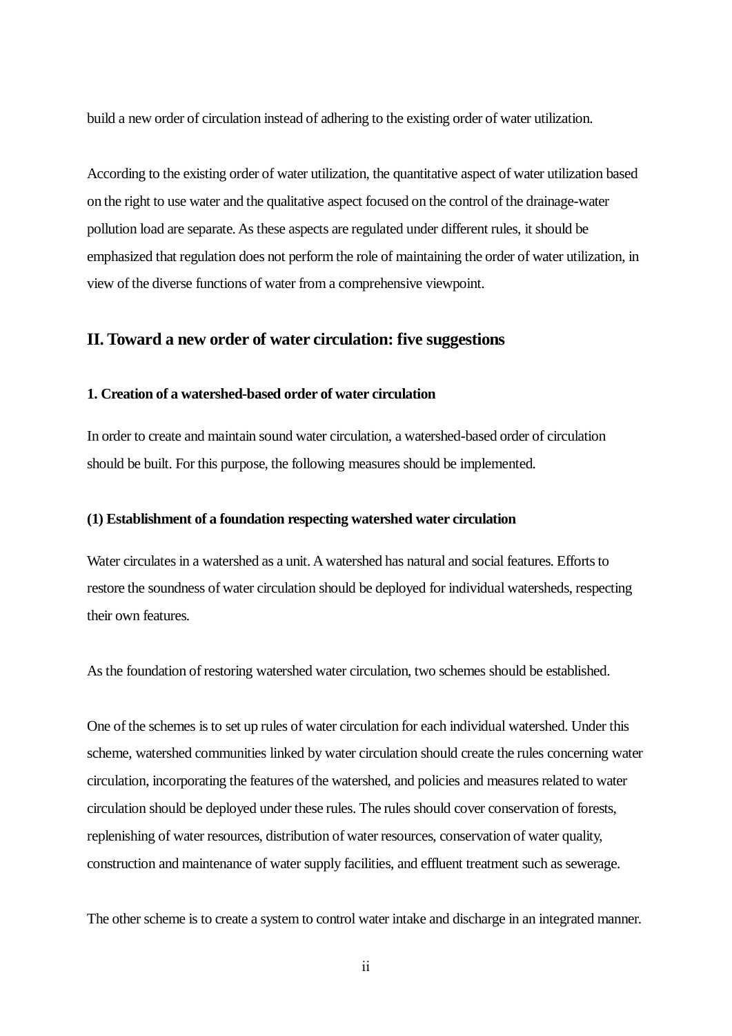build a new order of circulation instead of adhering to the existing order of water utilization.

According to the existing order of water utilization, the quantitative aspect of water utilization based on the right to use water and the qualitative aspect focused on the control of the drainage-water pollution load are separate. As these aspects are regulated under different rules, it should be emphasized that regulation does not perform the role of maintaining the order of water utilization, in view of the diverse functions of water from a comprehensive viewpoint.

## II. Toward a new order of water circulation: five suggestions

### 1. Creation of a watershed-based order of water circulation

In order to create and maintain sound water circulation, a watershed-based order of circulation should be built. For this purpose, the following measures should be implemented.

#### (1) Establishment of a foundation respecting watershed water circulation

Water circulates in a watershed as a unit. A watershed has natural and social features. Efforts to restore the soundness of water circulation should be deployed for individual watersheds, respecting their own features.

As the foundation of restoring watershed water circulation, two schemes should be established.

One of the schemes is to set up rules of water circulation for each individual watershed. Under this scheme, watershed communities linked by water circulation should create the rules concerning water circulation, incorporating the features of the watershed, and policies and measures related to water circulation should be deployed under these rules. The rules should cover conservation of forests, replenishing of water resources, distribution of water resources, conservation of water quality, construction and maintenance of water supply facilities, and effluent treatment such as sewerage.

The other scheme is to create a system to control water intake and discharge in an integrated manner.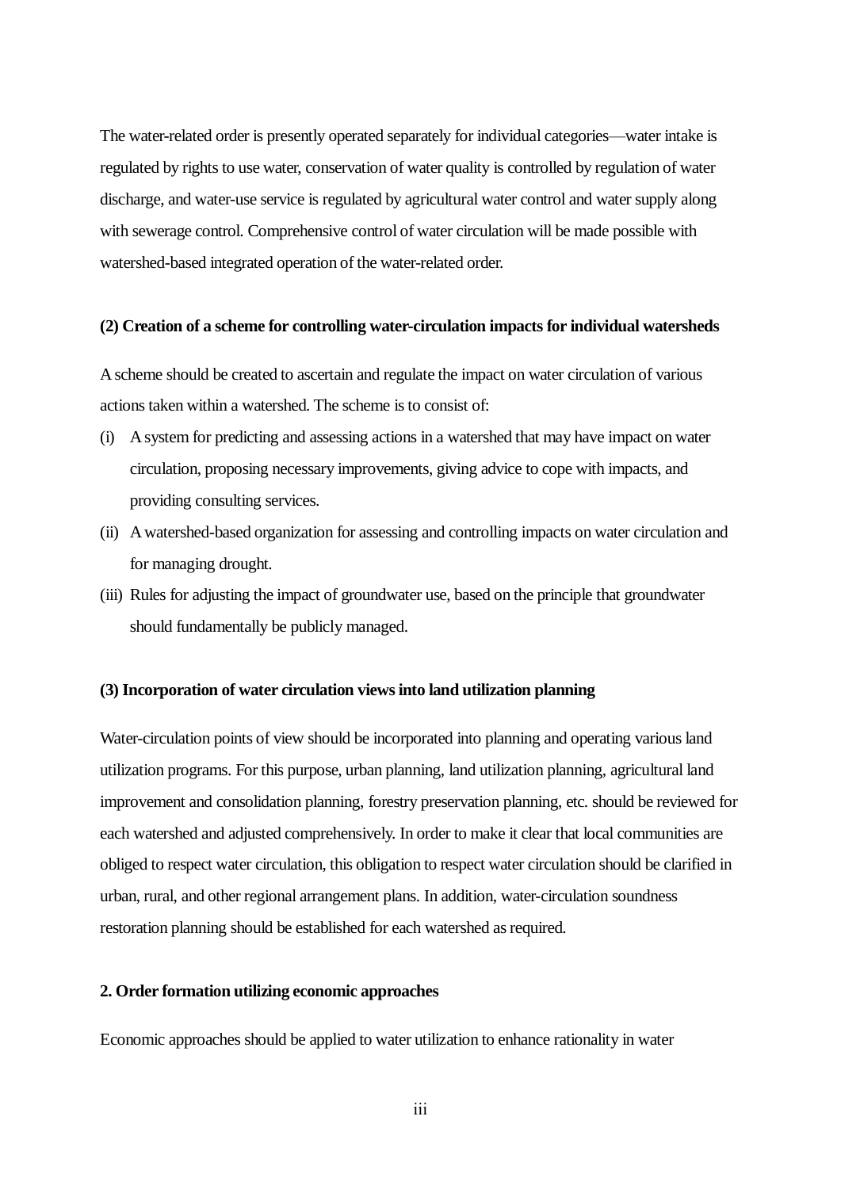The water-related order is presently operated separately for individual categories—water intake is regulated by rights to use water, conservation of water quality is controlled by regulation of water discharge, and water-use service is regulated by agricultural water control and water supply along with sewerage control. Comprehensive control of water circulation will be made possible with watershed-based integrated operation of the water-related order.

#### (2) Creation of a scheme for controlling water-circulation impacts for individual watersheds

A scheme should be created to ascertain and regulate the impact on water circulation of various actions taken within a watershed. The scheme is to consist of:

- (i) A system for predicting and assessing actions in a watershed that may have impact on water circulation, proposing necessary improvements, giving advice to cope with impacts, and providing consulting services.
- (ii) A watershed-based organization for assessing and controlling impacts on water circulation and for managing drought.
- (iii) Rules for adjusting the impact of groundwater use, based on the principle that groundwater should fundamentally be publicly managed.

#### (3) Incorporation of water circulation views into land utilization planning

Water-circulation points of view should be incorporated into planning and operating various land utilization programs. For this purpose, urban planning, land utilization planning, agricultural land improvement and consolidation planning, forestry preservation planning, etc. should be reviewed for each watershed and adjusted comprehensively. In order to make it clear that local communities are obliged to respect water circulation, this obligation to respect water circulation should be clarified in urban, rural, and other regional arrangement plans. In addition, water-circulation soundness restoration planning should be established for each watershed as required.

### 2. Order formation utilizing economic approaches

Economic approaches should be applied to water utilization to enhance rationality in water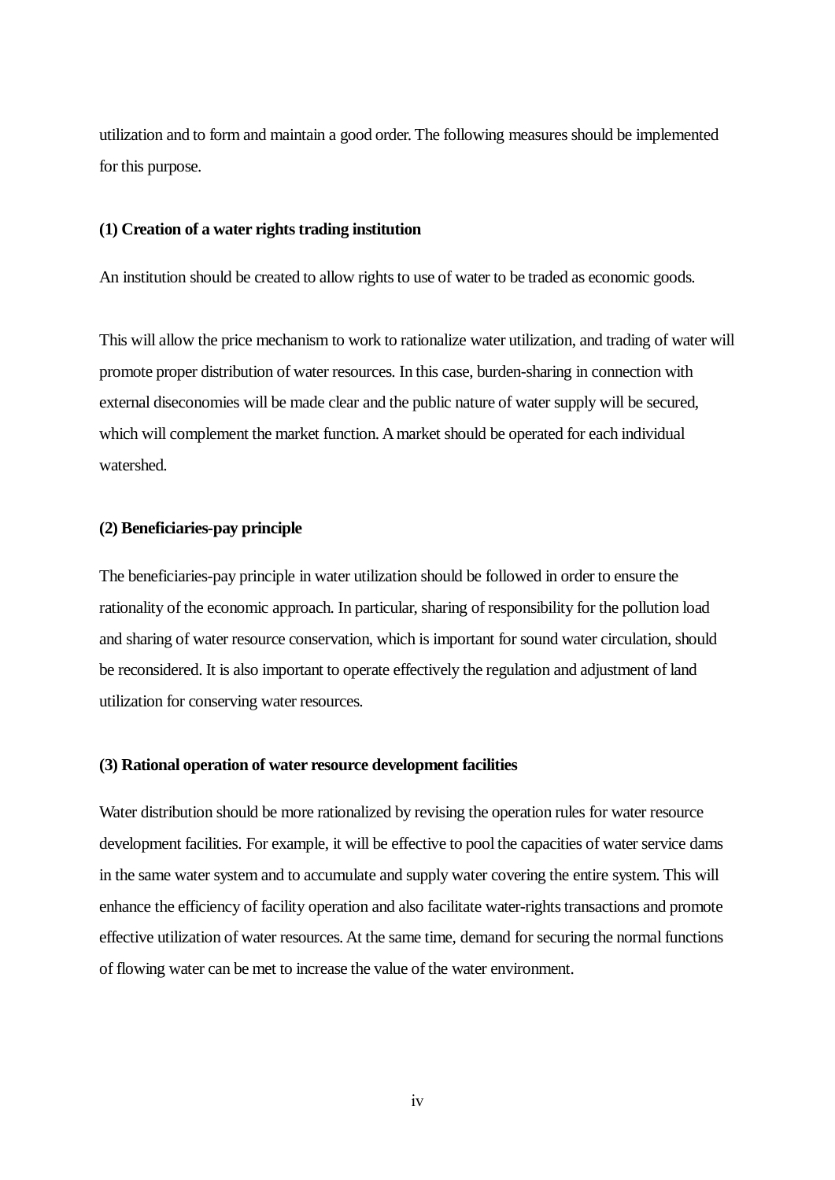utilization and to form and maintain a good order. The following measures should be implemented for this purpose.

**(1) Creation of a water rights trading institution**

An institution should be created to allow rights to use of water to be traded as economic goods.

This will allow the price mechanism to work to rationalize water utilization, and trading of water will promote proper distribution of water resources. In this case, burden-sharing in connection with external diseconomies will be made clear and the public nature of water supply will be secured, which will complement the market function. A market should be operated for each individual watershed.

**(2) Beneficiaries-pay principle**

The beneficiaries-pay principle in water utilization should be followed in order to ensure the rationality of the economic approach. In particular, sharing of responsibility for the pollution load and sharing of water resource conservation, which is important for sound water circulation, should be reconsidered. It is also important to operate effectively the regulation and adjustment of land utilization for conserving water resources.

**(3) Rational operation of water resource development facilities**

Water distribution should be more rationalized by revising the operation rules for water resource development facilities. For example, it will be effective to pool the capacities of water service dams in the same water system and to accumulate and supply water covering the entire system. This will enhance the efficiency of facility operation and also facilitate water-rights transactions and promote effective utilization of water resources. At the same time, demand for securing the normal functions of flowing water can be met to increase the value of the water environment.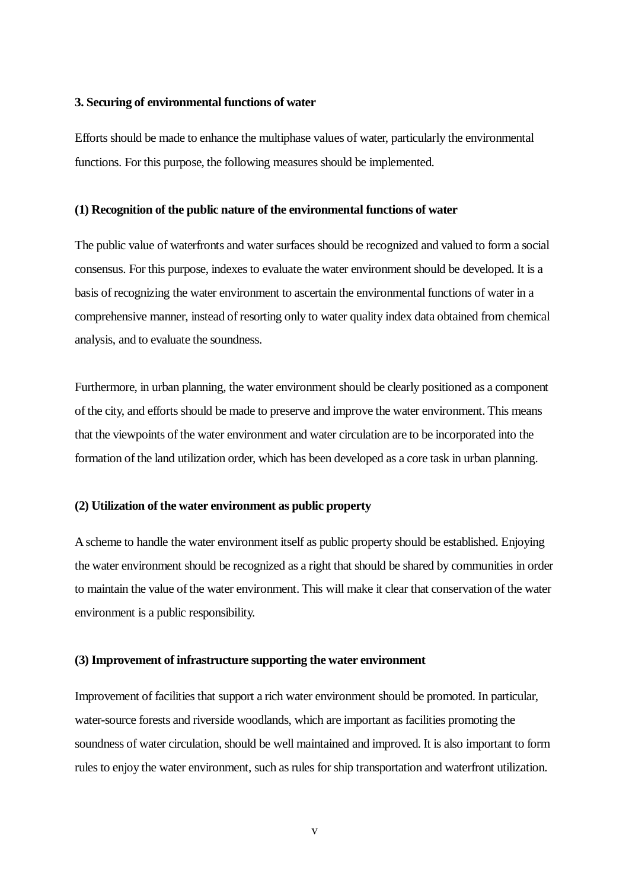### 3. Securing of environmental functions of water

Efforts should be made to enhance the multiphase values of water, particularly the environmental functions. For this purpose, the following measures should be implemented.

#### (1) Recognition of the public nature of the environmental functions of water

The public value of waterfronts and water surfaces should be recognized and valued to form a social consensus. For this purpose, indexes to evaluate the water environment should be developed. It is a basis of recognizing the water environment to ascertain the environmental functions of water in a comprehensive manner, instead of resorting only to water quality index data obtained from chemical analysis, and to evaluate the soundness.

Furthermore, in urban planning, the water environment should be clearly positioned as a component of the city, and efforts should be made to preserve and improve the water environment. This means that the viewpoints of the water environment and water circulation are to be incorporated into the formation of the land utilization order, which has been developed as a core task in urban planning.

#### (2) Utilization of the water environment as public property

A scheme to handle the water environment itself as public property should be established. Enjoying the water environment should be recognized as a right that should be shared by communities in order to maintain the value of the water environment. This will make it clear that conservation of the water environment is a public responsibility.

#### (3) Improvement of infrastructure supporting the water environment

Improvement of facilities that support a rich water environment should be promoted. In particular, water-source forests and riverside woodlands, which are important as facilities promoting the soundness of water circulation, should be well maintained and improved. It is also important to form rules to enjoy the water environment, such as rules for ship transportation and waterfront utilization.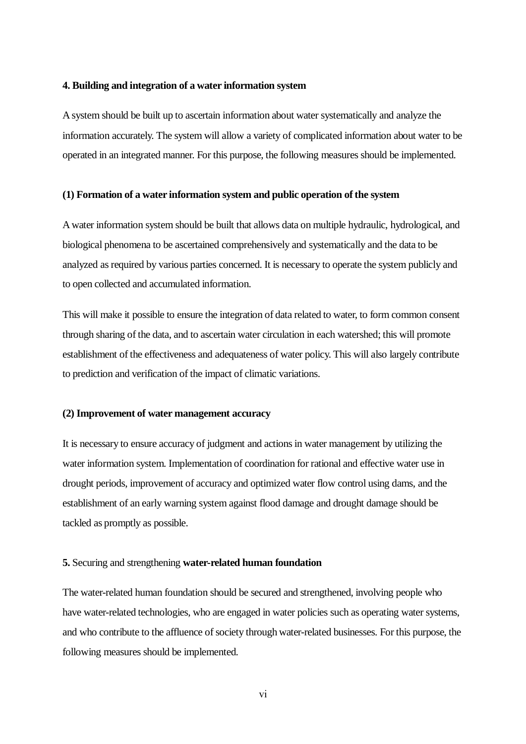**4. Building and integration of a water information system**

A system should be built up to ascertain information about water systematically and analyze the information accurately. The system will allow a variety of complicated information about water to be operated in an integrated manner. For this purpose, the following measures should be implemented.

**(1) Formation of a water information system and public operation of the system**

A water information system should be built that allows data on multiple hydraulic, hydrological, and biological phenomena to be ascertained comprehensively and systematically and the data to be analyzed as required by various parties concerned. It is necessary to operate the system publicly and to open collected and accumulated information.

This will make it possible to ensure the integration of data related to water, to form common consent through sharing of the data, and to ascertain water circulation in each watershed; this will promote establishment of the effectiveness and adequateness of water policy. This will also largely contribute to prediction and verification of the impact of climatic variations.

**(2) Improvement of water management accuracy**

It is necessary to ensure accuracy of judgment and actions in water management by utilizing the water information system. Implementation of coordination for rational and effective water use in drought periods, improvement of accuracy and optimized water flow control using dams, and the establishment of an early warning system against flood damage and drought damage should be tackled as promptly as possible.

**5.** Securing and strengthening **water-related human foundation**

The water-related human foundation should be secured and strengthened, involving people who have water-related technologies, who are engaged in water policies such as operating water systems, and who contribute to the affluence of society through water-related businesses. For this purpose, the following measures should be implemented.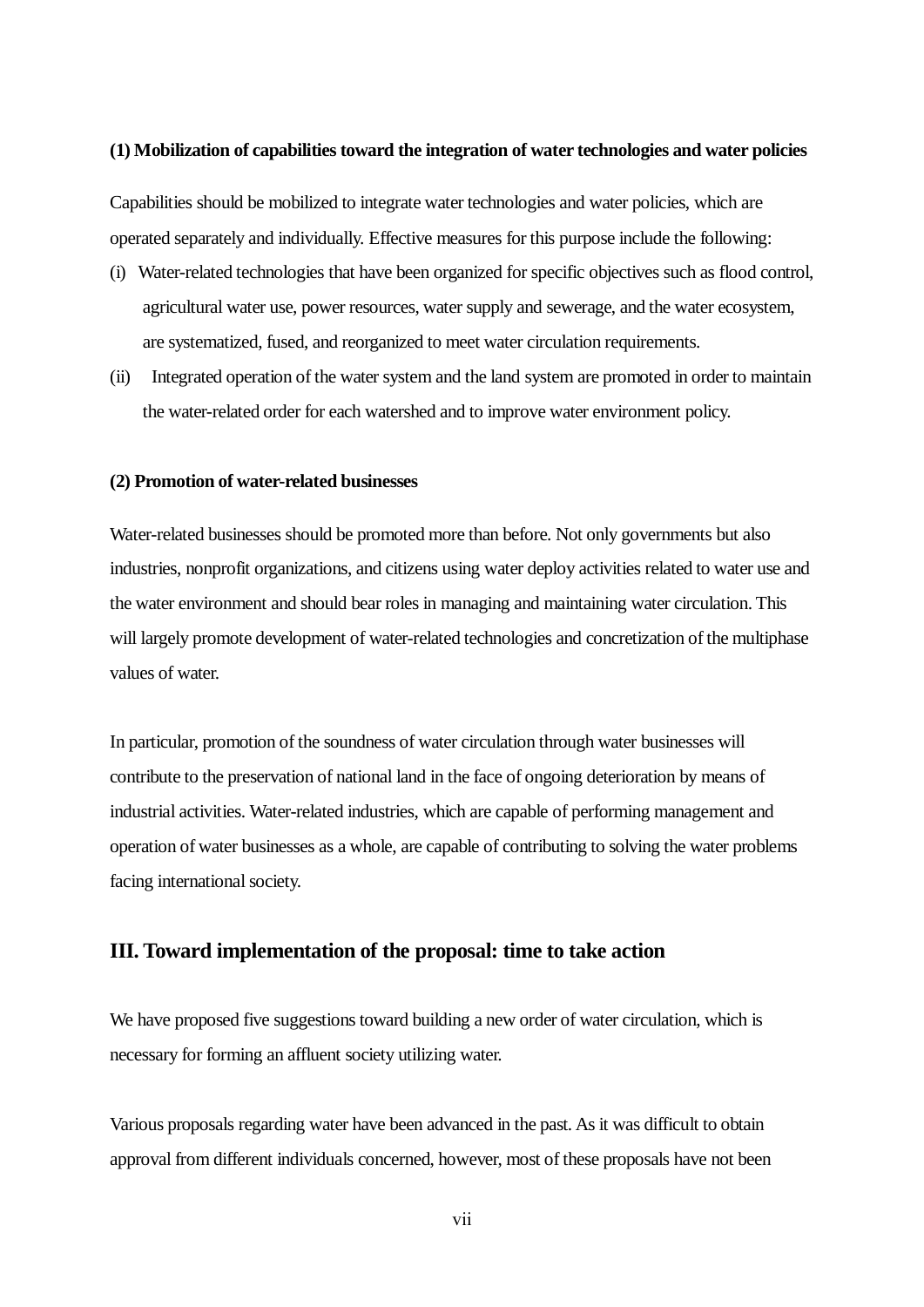**(1) Mobilization of capabilities toward the integration of water technologies and water policies**

Capabilities should be mobilized to integrate water technologies and water policies, which are operated separately and individually. Effective measures for this purpose include the following:

(i) Water-related technologies that have been organized for specific objectives such as flood control, agricultural water use, power resources, water supply and sewerage, and the water ecosystem, are systematized, fused, and reorganized to meet water circulation requirements.

(ii) Integrated operation of the water system and the land system are promoted in order to maintain the water-related order for each watershed and to improve water environment policy.

**(2) Promotion of water-related businesses**

Water-related businesses should be promoted more than before. Not only governments but also industries, nonprofit organizations, and citizens using water deploy activities related to water use and the water environment and should bear roles in managing and maintaining water circulation. This will largely promote development of water-related technologies and concretization of the multiphase values of water.

In particular, promotion of the soundness of water circulation through water businesses will contribute to the preservation of national land in the face of ongoing deterioration by means of industrial activities. Water-related industries, which are capable of performing management and operation of water businesses as a whole, are capable of contributing to solving the water problems facing international society.

## III. Toward implementation of the proposal: time to take action

We have proposed five suggestions toward building a new order of water circulation, which is necessary for forming an affluent society utilizing water.

Various proposals regarding water have been advanced in the past. As it was difficult to obtain approval from different individuals concerned, however, most of these proposals have not been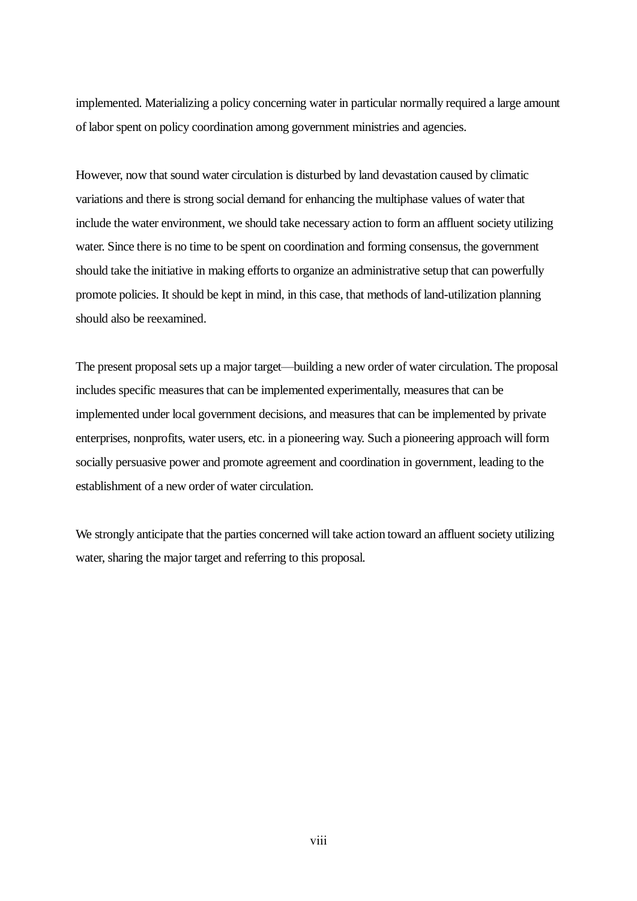implemented. Materializing a policy concerning water in particular normally required a large amount of labor spent on policy coordination among government ministries and agencies.

However, now that sound water circulation is disturbed by land devastation caused by climatic variations and there is strong social demand for enhancing the multiphase values of water that include the water environment, we should take necessary action to form an affluent society utilizing water. Since there is no time to be spent on coordination and forming consensus, the government should take the initiative in making efforts to organize an administrative setup that can powerfully promote policies. It should be kept in mind, in this case, that methods of land-utilization planning should also be reexamined.

The present proposal sets up a major target—building a new order of water circulation. The proposal includes specific measures that can be implemented experimentally, measures that can be implemented under local government decisions, and measures that can be implemented by private enterprises, nonprofits, water users, etc. in a pioneering way. Such a pioneering approach will form socially persuasive power and promote agreement and coordination in government, leading to the establishment of a new order of water circulation.

We strongly anticipate that the parties concerned will take action toward an affluent society utilizing water, sharing the major target and referring to this proposal.